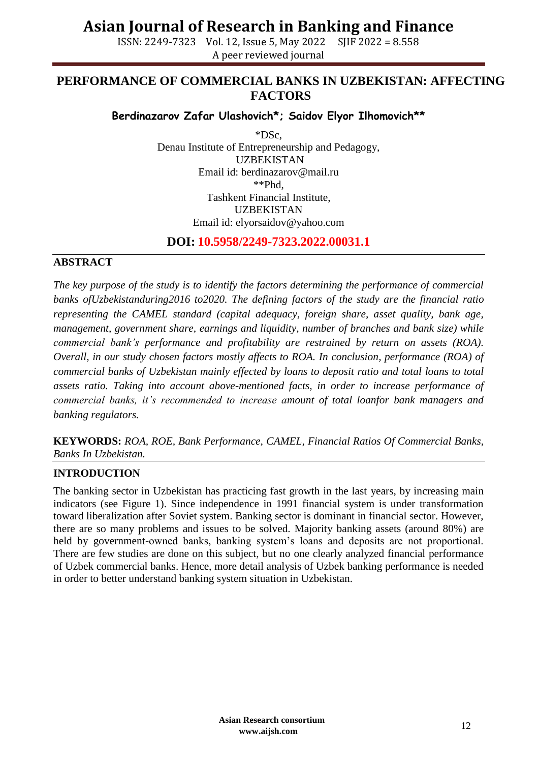# PERFORMANCE OF COMMERCIAL BANKS IN UZBEKISTAN: AFFECTING FACTORS

**Berdinazarov Zafar Ulashovich*; Saidov Elyor Ilhomovich****

*DSc,
Denau Institute of Entrepreneurship and Pedagogy,
UZBEKISTAN
Email id: berdinazarov@mail.ru

**Phd,
Tashkent Financial Institute,
UZBEKISTAN
Email id: elyorsaidov@yahoo.com

**DOI: 10.5958/2249-7323.2022.00031.1**

## ABSTRACT

*The key purpose of the study is to identify the factors determining the performance of commercial banks ofUzbekistanduring2016 to2020. The defining factors of the study are the financial ratio representing the CAMEL standard (capital adequacy, foreign share, asset quality, bank age, management, government share, earnings and liquidity, number of branches and bank size) while commercial bank's performance and profitability are restrained by return on assets (ROA). Overall, in our study chosen factors mostly affects to ROA. In conclusion, performance (ROA) of commercial banks of Uzbekistan mainly effected by loans to deposit ratio and total loans to total assets ratio. Taking into account above-mentioned facts, in order to increase performance of commercial banks, it's recommended to increase amount of total loanfor bank managers and banking regulators.*

**KEYWORDS:** *ROA, ROE, Bank Performance, CAMEL, Financial Ratios Of Commercial Banks, Banks In Uzbekistan.*

## INTRODUCTION

The banking sector in Uzbekistan has practicing fast growth in the last years, by increasing main indicators (see Figure 1). Since independence in 1991 financial system is under transformation toward liberalization after Soviet system. Banking sector is dominant in financial sector. However, there are so many problems and issues to be solved. Majority banking assets (around 80%) are held by government-owned banks, banking system's loans and deposits are not proportional. There are few studies are done on this subject, but no one clearly analyzed financial performance of Uzbek commercial banks. Hence, more detail analysis of Uzbek banking performance is needed in order to better understand banking system situation in Uzbekistan.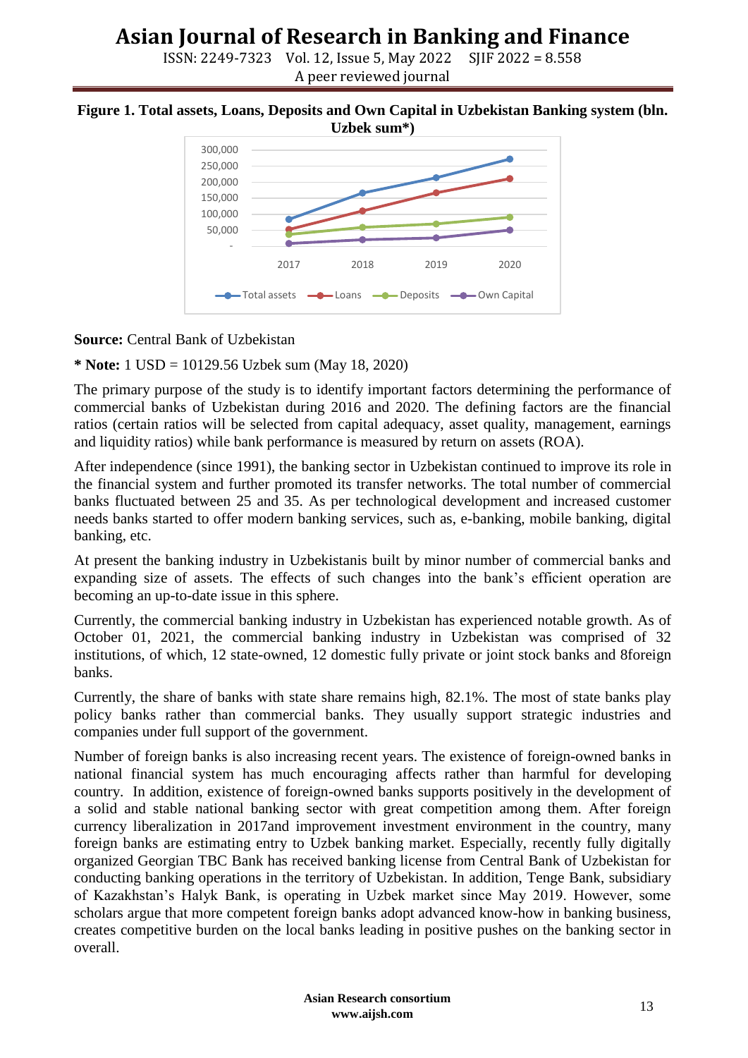**Figure 1. Total assets, Loans, Deposits and Own Capital in Uzbekistan Banking system (bln. Uzbek sum*)**

**Source:** Central Bank of Uzbekistan

* **Note:** 1 USD = 10129.56 Uzbek sum (May 18, 2020)

The primary purpose of the study is to identify important factors determining the performance of commercial banks of Uzbekistan during 2016 and 2020. The defining factors are the financial ratios (certain ratios will be selected from capital adequacy, asset quality, management, earnings and liquidity ratios) while bank performance is measured by return on assets (ROA).

After independence (since 1991), the banking sector in Uzbekistan continued to improve its role in the financial system and further promoted its transfer networks. The total number of commercial banks fluctuated between 25 and 35. As per technological development and increased customer needs banks started to offer modern banking services, such as, e-banking, mobile banking, digital banking, etc.

At present the banking industry in Uzbekistanis built by minor number of commercial banks and expanding size of assets. The effects of such changes into the bank's efficient operation are becoming an up-to-date issue in this sphere.

Currently, the commercial banking industry in Uzbekistan has experienced notable growth. As of October 01, 2021, the commercial banking industry in Uzbekistan was comprised of 32 institutions, of which, 12 state-owned, 12 domestic fully private or joint stock banks and 8foreign banks.

Currently, the share of banks with state share remains high, 82.1%. The most of state banks play policy banks rather than commercial banks. They usually support strategic industries and companies under full support of the government.

Number of foreign banks is also increasing recent years. The existence of foreign-owned banks in national financial system has much encouraging affects rather than harmful for developing country. In addition, existence of foreign-owned banks supports positively in the development of a solid and stable national banking sector with great competition among them. After foreign currency liberalization in 2017and improvement investment environment in the country, many foreign banks are estimating entry to Uzbek banking market. Especially, recently fully digitally organized Georgian TBC Bank has received banking license from Central Bank of Uzbekistan for conducting banking operations in the territory of Uzbekistan. In addition, Tenge Bank, subsidiary of Kazakhstan's Halyk Bank, is operating in Uzbek market since May 2019. However, some scholars argue that more competent foreign banks adopt advanced know-how in banking business, creates competitive burden on the local banks leading in positive pushes on the banking sector in overall.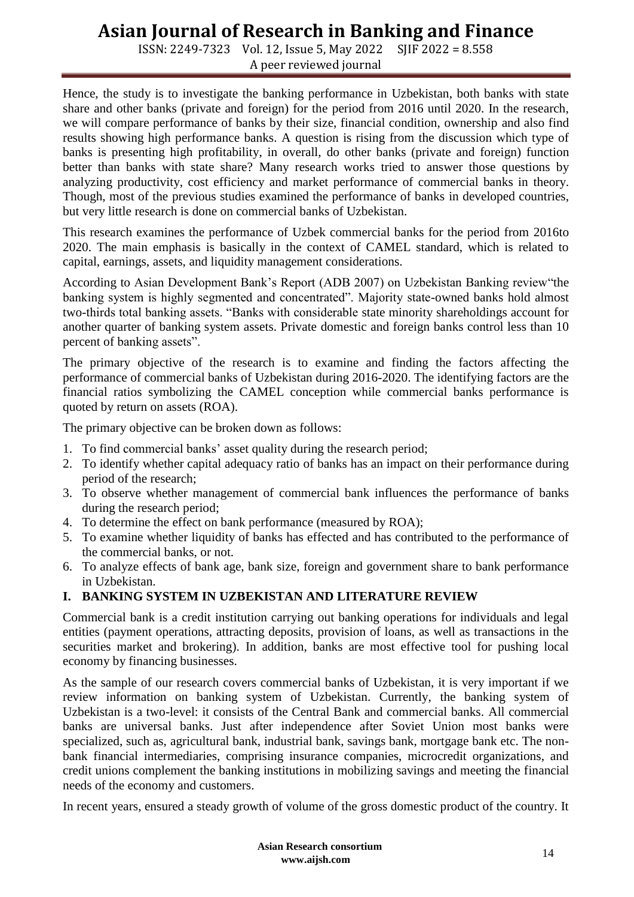Hence, the study is to investigate the banking performance in Uzbekistan, both banks with state share and other banks (private and foreign) for the period from 2016 until 2020. In the research, we will compare performance of banks by their size, financial condition, ownership and also find results showing high performance banks. A question is rising from the discussion which type of banks is presenting high profitability, in overall, do other banks (private and foreign) function better than banks with state share? Many research works tried to answer those questions by analyzing productivity, cost efficiency and market performance of commercial banks in theory. Though, most of the previous studies examined the performance of banks in developed countries, but very little research is done on commercial banks of Uzbekistan.

This research examines the performance of Uzbek commercial banks for the period from 2016to 2020. The main emphasis is basically in the context of CAMEL standard, which is related to capital, earnings, assets, and liquidity management considerations.

According to Asian Development Bank's Report (ADB 2007) on Uzbekistan Banking review"the banking system is highly segmented and concentrated". Majority state-owned banks hold almost two-thirds total banking assets. "Banks with considerable state minority shareholdings account for another quarter of banking system assets. Private domestic and foreign banks control less than 10 percent of banking assets".

The primary objective of the research is to examine and finding the factors affecting the performance of commercial banks of Uzbekistan during 2016-2020. The identifying factors are the financial ratios symbolizing the CAMEL conception while commercial banks performance is quoted by return on assets (ROA).

The primary objective can be broken down as follows:

1. To find commercial banks' asset quality during the research period;
2. To identify whether capital adequacy ratio of banks has an impact on their performance during period of the research;
3. To observe whether management of commercial bank influences the performance of banks during the research period;
4. To determine the effect on bank performance (measured by ROA);
5. To examine whether liquidity of banks has effected and has contributed to the performance of the commercial banks, or not.
6. To analyze effects of bank age, bank size, foreign and government share to bank performance in Uzbekistan.

## I. BANKING SYSTEM IN UZBEKISTAN AND LITERATURE REVIEW

Commercial bank is a credit institution carrying out banking operations for individuals and legal entities (payment operations, attracting deposits, provision of loans, as well as transactions in the securities market and brokering). In addition, banks are most effective tool for pushing local economy by financing businesses.

As the sample of our research covers commercial banks of Uzbekistan, it is very important if we review information on banking system of Uzbekistan. Currently, the banking system of Uzbekistan is a two-level: it consists of the Central Bank and commercial banks. All commercial banks are universal banks. Just after independence after Soviet Union most banks were specialized, such as, agricultural bank, industrial bank, savings bank, mortgage bank etc. The non-bank financial intermediaries, comprising insurance companies, microcredit organizations, and credit unions complement the banking institutions in mobilizing savings and meeting the financial needs of the economy and customers.

In recent years, ensured a steady growth of volume of the gross domestic product of the country. It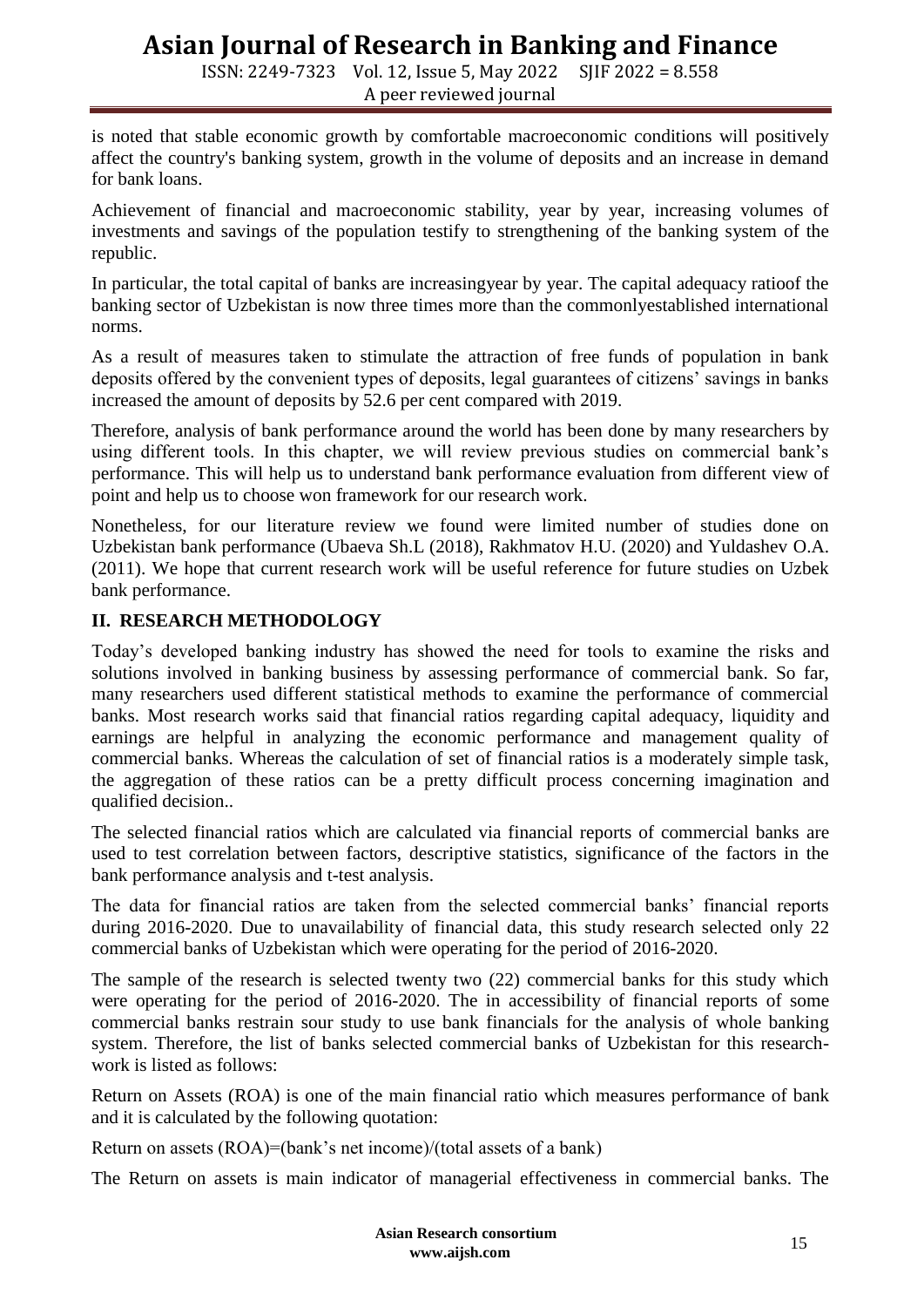is noted that stable economic growth by comfortable macroeconomic conditions will positively affect the country's banking system, growth in the volume of deposits and an increase in demand for bank loans.

Achievement of financial and macroeconomic stability, year by year, increasing volumes of investments and savings of the population testify to strengthening of the banking system of the republic.

In particular, the total capital of banks are increasingyear by year. The capital adequacy ratioof the banking sector of Uzbekistan is now three times more than the commonlyestablished international norms.

As a result of measures taken to stimulate the attraction of free funds of population in bank deposits offered by the convenient types of deposits, legal guarantees of citizens' savings in banks increased the amount of deposits by 52.6 per cent compared with 2019.

Therefore, analysis of bank performance around the world has been done by many researchers by using different tools. In this chapter, we will review previous studies on commercial bank's performance. This will help us to understand bank performance evaluation from different view of point and help us to choose won framework for our research work.

Nonetheless, for our literature review we found were limited number of studies done on Uzbekistan bank performance (Ubaeva Sh.L (2018), Rakhmatov H.U. (2020) and Yuldashev O.A. (2011). We hope that current research work will be useful reference for future studies on Uzbek bank performance.

## II. RESEARCH METHODOLOGY

Today's developed banking industry has showed the need for tools to examine the risks and solutions involved in banking business by assessing performance of commercial bank. So far, many researchers used different statistical methods to examine the performance of commercial banks. Most research works said that financial ratios regarding capital adequacy, liquidity and earnings are helpful in analyzing the economic performance and management quality of commercial banks. Whereas the calculation of set of financial ratios is a moderately simple task, the aggregation of these ratios can be a pretty difficult process concerning imagination and qualified decision..

The selected financial ratios which are calculated via financial reports of commercial banks are used to test correlation between factors, descriptive statistics, significance of the factors in the bank performance analysis and t-test analysis.

The data for financial ratios are taken from the selected commercial banks' financial reports during 2016-2020. Due to unavailability of financial data, this study research selected only 22 commercial banks of Uzbekistan which were operating for the period of 2016-2020.

The sample of the research is selected twenty two (22) commercial banks for this study which were operating for the period of 2016-2020. The in accessibility of financial reports of some commercial banks restrain sour study to use bank financials for the analysis of whole banking system. Therefore, the list of banks selected commercial banks of Uzbekistan for this research-work is listed as follows:

Return on Assets (ROA) is one of the main financial ratio which measures performance of bank and it is calculated by the following quotation:

Return on assets (ROA)=(bank's net income)/(total assets of a bank)

The Return on assets is main indicator of managerial effectiveness in commercial banks. The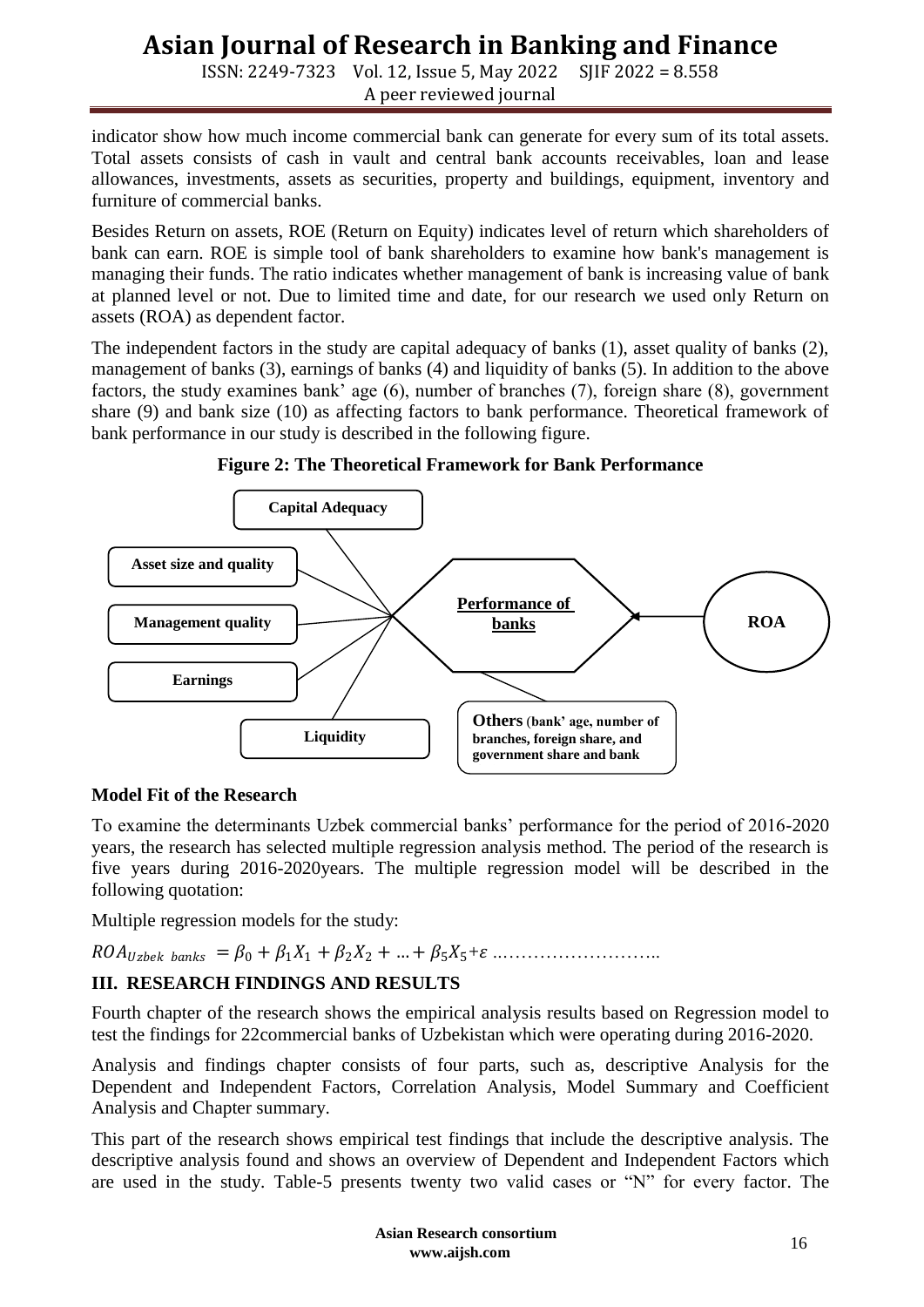indicator show how much income commercial bank can generate for every sum of its total assets. Total assets consists of cash in vault and central bank accounts receivables, loan and lease allowances, investments, assets as securities, property and buildings, equipment, inventory and furniture of commercial banks.

Besides Return on assets, ROE (Return on Equity) indicates level of return which shareholders of bank can earn. ROE is simple tool of bank shareholders to examine how bank's management is managing their funds. The ratio indicates whether management of bank is increasing value of bank at planned level or not. Due to limited time and date, for our research we used only Return on assets (ROA) as dependent factor.

The independent factors in the study are capital adequacy of banks (1), asset quality of banks (2), management of banks (3), earnings of banks (4) and liquidity of banks (5). In addition to the above factors, the study examines bank' age (6), number of branches (7), foreign share (8), government share (9) and bank size (10) as affecting factors to bank performance. Theoretical framework of bank performance in our study is described in the following figure.

**Figure 2: The Theoretical Framework for Bank Performance**

Capital Adequacy

Asset size and quality

Management quality

Earnings

Liquidity

Performance of banks

ROA

Others (bank' age, number of branches, foreign share, and government share and bank

**Model Fit of the Research**

To examine the determinants Uzbek commercial banks' performance for the period of 2016-2020 years, the research has selected multiple regression analysis method. The period of the research is five years during 2016-2020years. The multiple regression model will be described in the following quotation:

Multiple regression models for the study:

$ROA_{Uzbek\ banks} = \beta_0 + \beta_1 X_1 + \beta_2 X_2 + \ldots + \beta_5 X_5 + \varepsilon$ ……………………….

## III. RESEARCH FINDINGS AND RESULTS

Fourth chapter of the research shows the empirical analysis results based on Regression model to test the findings for 22commercial banks of Uzbekistan which were operating during 2016-2020.

Analysis and findings chapter consists of four parts, such as, descriptive Analysis for the Dependent and Independent Factors, Correlation Analysis, Model Summary and Coefficient Analysis and Chapter summary.

This part of the research shows empirical test findings that include the descriptive analysis. The descriptive analysis found and shows an overview of Dependent and Independent Factors which are used in the study. Table-5 presents twenty two valid cases or "N" for every factor. The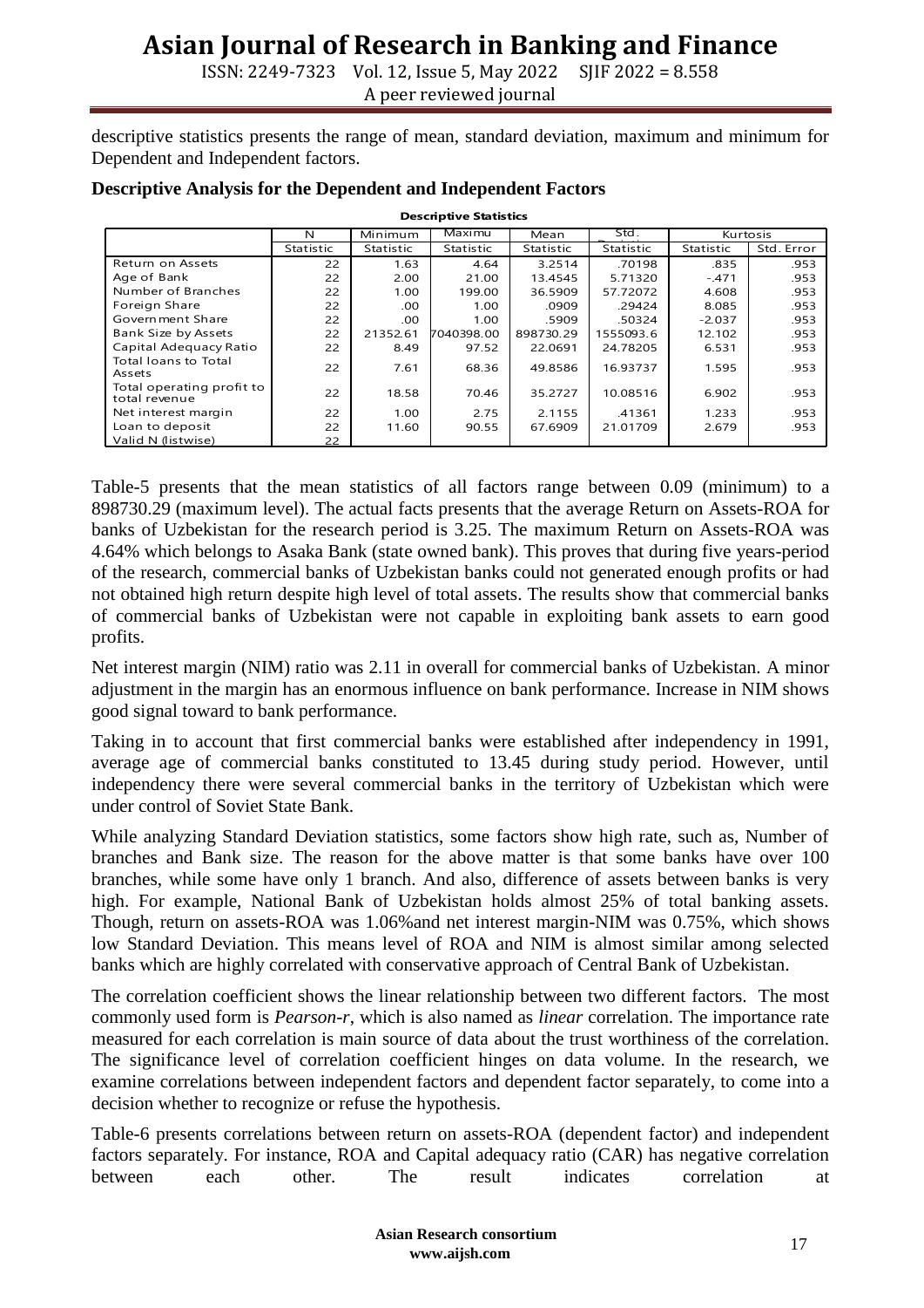descriptive statistics presents the range of mean, standard deviation, maximum and minimum for Dependent and Independent factors.

**Descriptive Analysis for the Dependent and Independent Factors**

**Descriptive Statistics**

| | N | Minimum | Maximu | Mean | Std. | Kurtosis | |
|---|---|---|---|---|---|---|---|
| | Statistic | Statistic | Statistic | Statistic | Statistic | Statistic | Std. Error |
| Return on Assets | 22 | 1.63 | 4.64 | 3.2514 | .70198 | .835 | .953 |
| Age of Bank | 22 | 2.00 | 21.00 | 13.4545 | 5.71320 | -.471 | .953 |
| Number of Branches | 22 | 1.00 | 199.00 | 36.5909 | 57.72072 | 4.608 | .953 |
| Foreign Share | 22 | .00 | 1.00 | .0909 | .29424 | 8.085 | .953 |
| Government Share | 22 | .00 | 1.00 | .5909 | .50324 | -2.037 | .953 |
| Bank Size by Assets | 22 | 21352.61 | 7040398.00 | 898730.29 | 1555093.6 | 12.102 | .953 |
| Capital Adequacy Ratio | 22 | 8.49 | 97.52 | 22.0691 | 24.78205 | 6.531 | .953 |
| Total loans to Total Assets | 22 | 7.61 | 68.36 | 49.8586 | 16.93737 | 1.595 | .953 |
| Total operating profit to total revenue | 22 | 18.58 | 70.46 | 35.2727 | 10.08516 | 6.902 | .953 |
| Net interest margin | 22 | 1.00 | 2.75 | 2.1155 | .41361 | 1.233 | .953 |
| Loan to deposit | 22 | 11.60 | 90.55 | 67.6909 | 21.01709 | 2.679 | .953 |
| Valid N (listwise) | 22 | | | | | | |

Table-5 presents that the mean statistics of all factors range between 0.09 (minimum) to a 898730.29 (maximum level). The actual facts presents that the average Return on Assets-ROA for banks of Uzbekistan for the research period is 3.25. The maximum Return on Assets-ROA was 4.64% which belongs to Asaka Bank (state owned bank). This proves that during five years-period of the research, commercial banks of Uzbekistan banks could not generated enough profits or had not obtained high return despite high level of total assets. The results show that commercial banks of commercial banks of Uzbekistan were not capable in exploiting bank assets to earn good profits.

Net interest margin (NIM) ratio was 2.11 in overall for commercial banks of Uzbekistan. A minor adjustment in the margin has an enormous influence on bank performance. Increase in NIM shows good signal toward to bank performance.

Taking in to account that first commercial banks were established after independency in 1991, average age of commercial banks constituted to 13.45 during study period. However, until independency there were several commercial banks in the territory of Uzbekistan which were under control of Soviet State Bank.

While analyzing Standard Deviation statistics, some factors show high rate, such as, Number of branches and Bank size. The reason for the above matter is that some banks have over 100 branches, while some have only 1 branch. And also, difference of assets between banks is very high. For example, National Bank of Uzbekistan holds almost 25% of total banking assets. Though, return on assets-ROA was 1.06%and net interest margin-NIM was 0.75%, which shows low Standard Deviation. This means level of ROA and NIM is almost similar among selected banks which are highly correlated with conservative approach of Central Bank of Uzbekistan.

The correlation coefficient shows the linear relationship between two different factors. The most commonly used form is *Pearson-r*, which is also named as *linear* correlation. The importance rate measured for each correlation is main source of data about the trust worthiness of the correlation. The significance level of correlation coefficient hinges on data volume. In the research, we examine correlations between independent factors and dependent factor separately, to come into a decision whether to recognize or refuse the hypothesis.

Table-6 presents correlations between return on assets-ROA (dependent factor) and independent factors separately. For instance, ROA and Capital adequacy ratio (CAR) has negative correlation between each other. The result indicates correlation at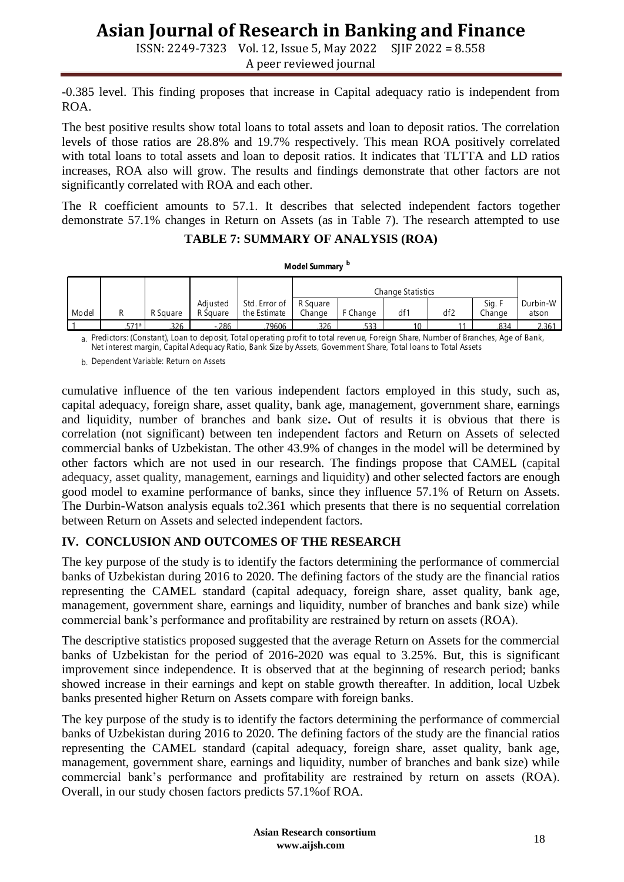-0.385 level. This finding proposes that increase in Capital adequacy ratio is independent from ROA.

The best positive results show total loans to total assets and loan to deposit ratios. The correlation levels of those ratios are 28.8% and 19.7% respectively. This mean ROA positively correlated with total loans to total assets and loan to deposit ratios. It indicates that TLTTA and LD ratios increases, ROA also will grow. The results and findings demonstrate that other factors are not significantly correlated with ROA and each other.

The R coefficient amounts to 57.1. It describes that selected independent factors together demonstrate 57.1% changes in Return on Assets (as in Table 7). The research attempted to use

**TABLE 7: SUMMARY OF ANALYSIS (ROA)**

**Model Summary [b]**

| Model | R | R Square | Adjusted R Square | Std. Error of the Estimate | Change Statistics | | | | | Durbin-Watson |
|---|---|---|---|---|---|---|---|---|---|---|
| | | | | | R Square Change | F Change | df1 | df2 | Sig. F Change | |
| 1 | .571[a] | .326 | -.286 | .79606 | .326 | .533 | 10 | 11 | .834 | 2.361 |

a. Predictors: (Constant), Loan to deposit, Total operating profit to total revenue, Foreign Share, Number of Branches, Age of Bank, Net interest margin, Capital Adequacy Ratio, Bank Size by Assets, Government Share, Total loans to Total Assets

b. Dependent Variable: Return on Assets

cumulative influence of the ten various independent factors employed in this study, such as, capital adequacy, foreign share, asset quality, bank age, management, government share, earnings and liquidity, number of branches and bank size**.** Out of results it is obvious that there is correlation (not significant) between ten independent factors and Return on Assets of selected commercial banks of Uzbekistan. The other 43.9% of changes in the model will be determined by other factors which are not used in our research. The findings propose that CAMEL (capital adequacy, asset quality, management, earnings and liquidity) and other selected factors are enough good model to examine performance of banks, since they influence 57.1% of Return on Assets. The Durbin-Watson analysis equals to2.361 which presents that there is no sequential correlation between Return on Assets and selected independent factors.

## IV. CONCLUSION AND OUTCOMES OF THE RESEARCH

The key purpose of the study is to identify the factors determining the performance of commercial banks of Uzbekistan during 2016 to 2020. The defining factors of the study are the financial ratios representing the CAMEL standard (capital adequacy, foreign share, asset quality, bank age, management, government share, earnings and liquidity, number of branches and bank size) while commercial bank's performance and profitability are restrained by return on assets (ROA).

The descriptive statistics proposed suggested that the average Return on Assets for the commercial banks of Uzbekistan for the period of 2016-2020 was equal to 3.25%. But, this is significant improvement since independence. It is observed that at the beginning of research period; banks showed increase in their earnings and kept on stable growth thereafter. In addition, local Uzbek banks presented higher Return on Assets compare with foreign banks.

The key purpose of the study is to identify the factors determining the performance of commercial banks of Uzbekistan during 2016 to 2020. The defining factors of the study are the financial ratios representing the CAMEL standard (capital adequacy, foreign share, asset quality, bank age, management, government share, earnings and liquidity, number of branches and bank size) while commercial bank's performance and profitability are restrained by return on assets (ROA). Overall, in our study chosen factors predicts 57.1%of ROA.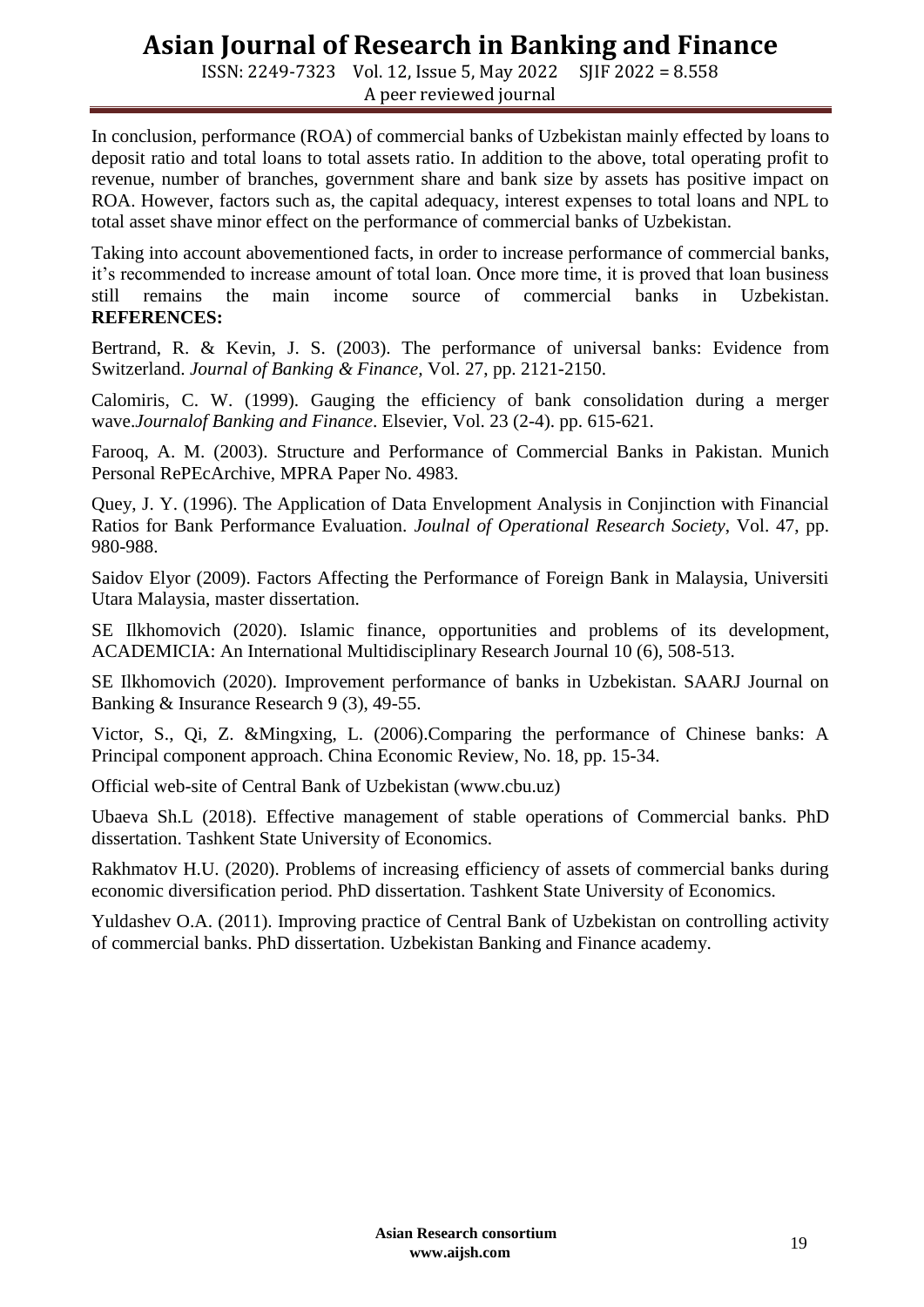In conclusion, performance (ROA) of commercial banks of Uzbekistan mainly effected by loans to deposit ratio and total loans to total assets ratio. In addition to the above, total operating profit to revenue, number of branches, government share and bank size by assets has positive impact on ROA. However, factors such as, the capital adequacy, interest expenses to total loans and NPL to total asset shave minor effect on the performance of commercial banks of Uzbekistan.

Taking into account abovementioned facts, in order to increase performance of commercial banks, it's recommended to increase amount of total loan. Once more time, it is proved that loan business still remains the main income source of commercial banks in Uzbekistan.

**REFERENCES:**

Bertrand, R. & Kevin, J. S. (2003). The performance of universal banks: Evidence from Switzerland. *Journal of Banking & Finance*, Vol. 27, pp. 2121-2150.

Calomiris, C. W. (1999). Gauging the efficiency of bank consolidation during a merger wave.*Journalof Banking and Finance*. Elsevier, Vol. 23 (2-4). pp. 615-621.

Farooq, A. M. (2003). Structure and Performance of Commercial Banks in Pakistan. Munich Personal RePEcArchive, MPRA Paper No. 4983.

Quey, J. Y. (1996). The Application of Data Envelopment Analysis in Conjinction with Financial Ratios for Bank Performance Evaluation. *Joulnal of Operational Research Society*, Vol. 47, pp. 980-988.

Saidov Elyor (2009). Factors Affecting the Performance of Foreign Bank in Malaysia, Universiti Utara Malaysia, master dissertation.

SE Ilkhomovich (2020). Islamic finance, opportunities and problems of its development, ACADEMICIA: An International Multidisciplinary Research Journal 10 (6), 508-513.

SE Ilkhomovich (2020). Improvement performance of banks in Uzbekistan. SAARJ Journal on Banking & Insurance Research 9 (3), 49-55.

Victor, S., Qi, Z. &Mingxing, L. (2006).Comparing the performance of Chinese banks: A Principal component approach. China Economic Review, No. 18, pp. 15-34.

Official web-site of Central Bank of Uzbekistan (www.cbu.uz)

Ubaeva Sh.L (2018). Effective management of stable operations of Commercial banks. PhD dissertation. Tashkent State University of Economics.

Rakhmatov H.U. (2020). Problems of increasing efficiency of assets of commercial banks during economic diversification period. PhD dissertation. Tashkent State University of Economics.

Yuldashev O.A. (2011). Improving practice of Central Bank of Uzbekistan on controlling activity of commercial banks. PhD dissertation. Uzbekistan Banking and Finance academy.